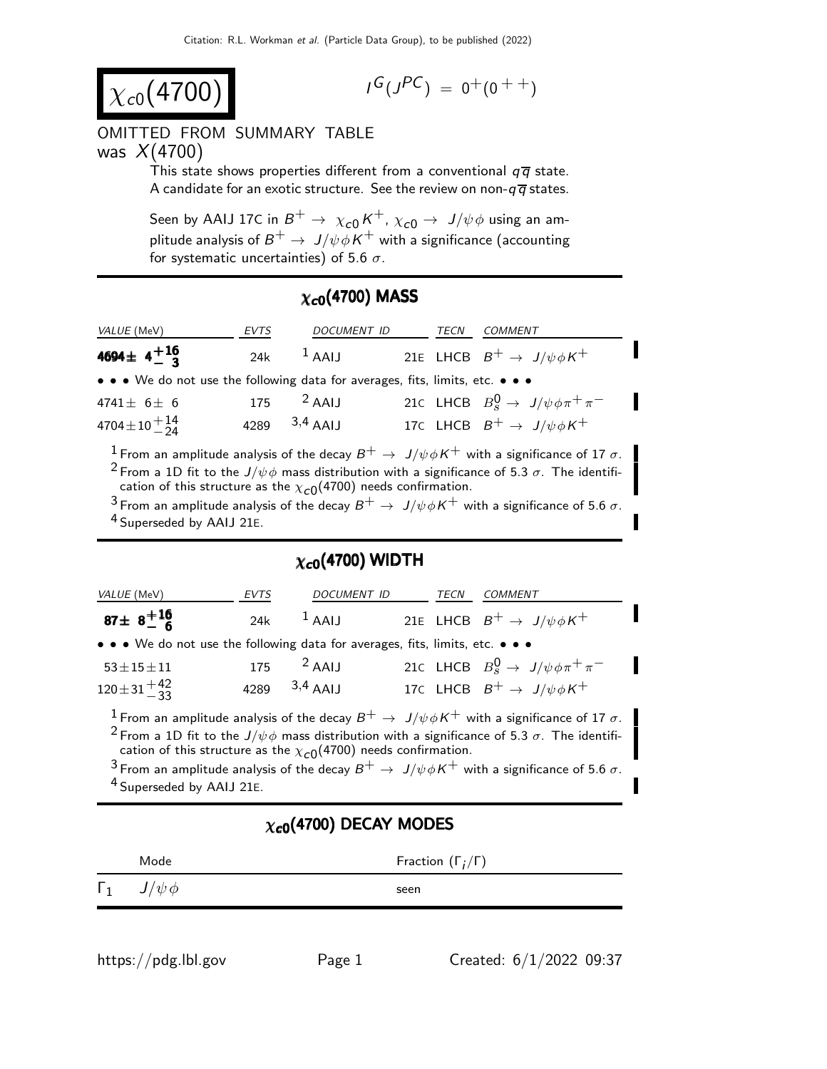Citation: R.L. Workman et al. (Particle Data Group), to be published (2022)

# $\chi_{c0}(4700)$

$I^G(J^{PC}) = 0^+(0^{++})$

OMITTED FROM SUMMARY TABLE
was $X(4700)$

This state shows properties different from a conventional $q\overline{q}$ state. A candidate for an exotic structure. See the review on non-$q\overline{q}$ states.

Seen by AAIJ 17C in $B^+ \to \chi_{c0} K^+$, $\chi_{c0} \to J/\psi\phi$ using an amplitude analysis of $B^+ \to J/\psi\phi K^+$ with a significance (accounting for systematic uncertainties) of 5.6 $\sigma$.

## $\chi_{c0}(4700)$ MASS

| VALUE (MeV) | EVTS | DOCUMENT ID | | TECN | COMMENT |
|---|---|---|---|---|---|
| **$4694\pm 4^{+16}_{-3}$** | 24k | [1] AAIJ | 21E | LHCB | $B^+ \to J/\psi\phi K^+$ |
| • • • We do not use the following data for averages, fits, limits, etc. • • • | | | | | |
| $4741\pm 6\pm 6$ | 175 | [2] AAIJ | 21C | LHCB | $B^0_s \to J/\psi\phi\pi^+\pi^-$ |
| $4704\pm 10^{+14}_{-24}$ | 4289 | [3,4] AAIJ | 17C | LHCB | $B^+ \to J/\psi\phi K^+$ |

[1] From an amplitude analysis of the decay $B^+ \to J/\psi\phi K^+$ with a significance of 17 $\sigma$.
[2] From a 1D fit to the $J/\psi\phi$ mass distribution with a significance of 5.3 $\sigma$. The identification of this structure as the $\chi_{c0}(4700)$ needs confirmation.
[3] From an amplitude analysis of the decay $B^+ \to J/\psi\phi K^+$ with a significance of 5.6 $\sigma$.
[4] Superseded by AAIJ 21E.

## $\chi_{c0}(4700)$ WIDTH

| VALUE (MeV) | EVTS | DOCUMENT ID | | TECN | COMMENT |
|---|---|---|---|---|---|
| **$87\pm 8^{+16}_{-6}$** | 24k | [1] AAIJ | 21E | LHCB | $B^+ \to J/\psi\phi K^+$ |
| • • • We do not use the following data for averages, fits, limits, etc. • • • | | | | | |
| $53\pm 15\pm 11$ | 175 | [2] AAIJ | 21C | LHCB | $B^0_s \to J/\psi\phi\pi^+\pi^-$ |
| $120\pm 31^{+42}_{-33}$ | 4289 | [3,4] AAIJ | 17C | LHCB | $B^+ \to J/\psi\phi K^+$ |

[1] From an amplitude analysis of the decay $B^+ \to J/\psi\phi K^+$ with a significance of 17 $\sigma$.
[2] From a 1D fit to the $J/\psi\phi$ mass distribution with a significance of 5.3 $\sigma$. The identification of this structure as the $\chi_{c0}(4700)$ needs confirmation.
[3] From an amplitude analysis of the decay $B^+ \to J/\psi\phi K^+$ with a significance of 5.6 $\sigma$.
[4] Superseded by AAIJ 21E.

## $\chi_{c0}(4700)$ DECAY MODES

| | Mode | Fraction ($\Gamma_i/\Gamma$) |
|---|---|---|
| $\Gamma_1$ | $J/\psi\phi$ | seen |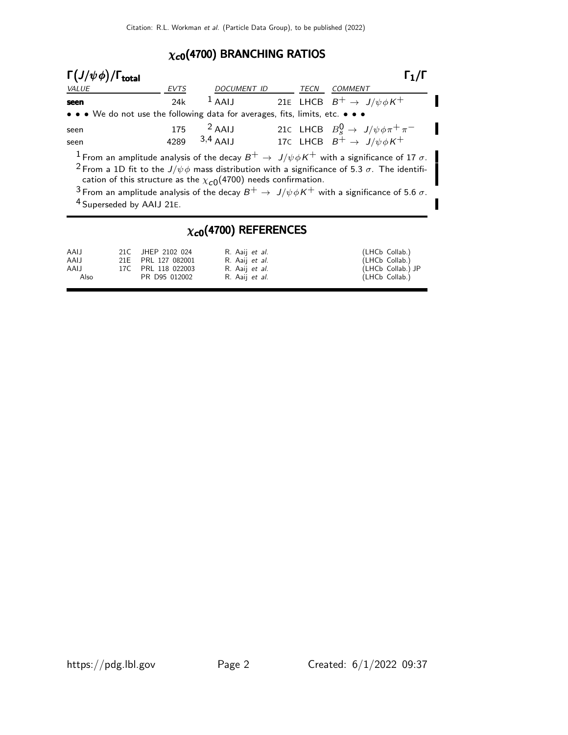## $\chi_{c0}(4700)$ BRANCHING RATIOS

### $\Gamma(J/\psi\phi)/\Gamma_{\text{total}}$ — $\Gamma_1/\Gamma$

| VALUE | EVTS | DOCUMENT ID | | TECN | COMMENT |
|---|---|---|---|---|---|
| **seen** | 24k | [1] AAIJ | 21E | LHCB | $B^+ \to J/\psi\phi K^+$ |
| • • • We do not use the following data for averages, fits, limits, etc. • • • | | | | | |
| seen | 175 | [2] AAIJ | 21C | LHCB | $B_s^0 \to J/\psi\phi\pi^+\pi^-$ |
| seen | 4289 | [3,4] AAIJ | 17C | LHCB | $B^+ \to J/\psi\phi K^+$ |

[1] From an amplitude analysis of the decay $B^+ \to J/\psi\phi K^+$ with a significance of 17 $\sigma$.

[2] From a 1D fit to the $J/\psi\phi$ mass distribution with a significance of 5.3 $\sigma$. The identification of this structure as the $\chi_{c0}(4700)$ needs confirmation.

[3] From an amplitude analysis of the decay $B^+ \to J/\psi\phi K^+$ with a significance of 5.6 $\sigma$.

[4] Superseded by AAIJ 21E.

## $\chi_{c0}(4700)$ REFERENCES

| | | | | |
|---|---|---|---|---|
| AAIJ | 21C | JHEP 2102 024 | R. Aaij *et al.* | (LHCb Collab.) |
| AAIJ | 21E | PRL 127 082001 | R. Aaij *et al.* | (LHCb Collab.) |
| AAIJ | 17C | PRL 118 022003 | R. Aaij *et al.* | (LHCb Collab.) JP |
| Also | | PR D95 012002 | R. Aaij *et al.* | (LHCb Collab.) |